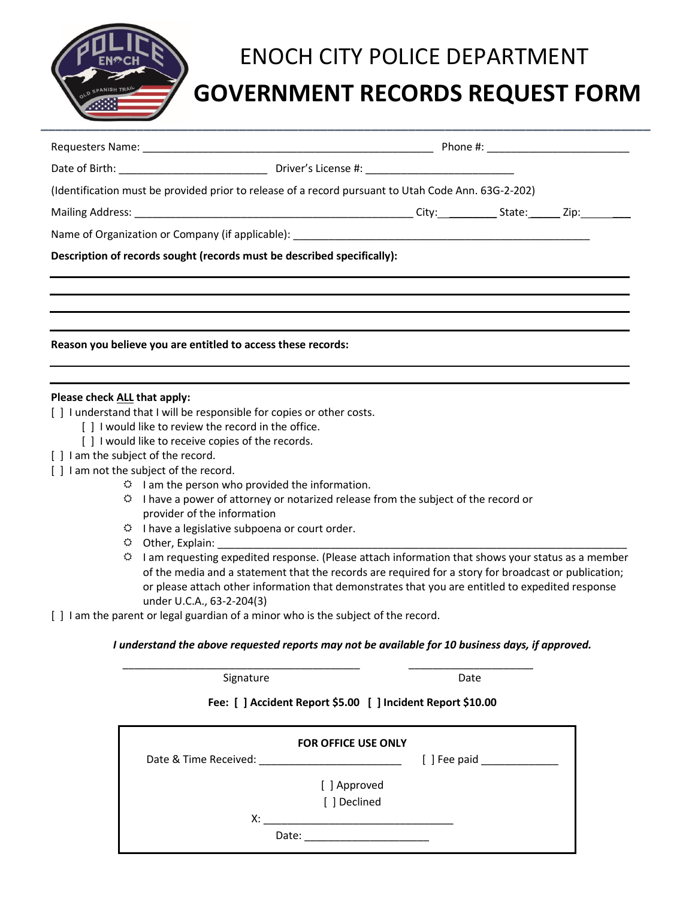# ENOCH CITY POLICE DEPARTMENT

# GOVERNMENT RECORDS REQUEST FORM

Requesters Name: _________________________________________________ Phone #: ________________________

Date of Birth: _________________________ Driver's License #: __________________________

(Identification must be provided prior to release of a record pursuant to Utah Code Ann. 63G-2-202)

Mailing Address: _________________________________________________ City:__________ State:______ Zip:________

Name of Organization or Company (if applicable): ___________________________________________________

**Description of records sought (records must be described specifically):**

______________________________________________________________________________

______________________________________________________________________________

______________________________________________________________________________

______________________________________________________________________________

**Reason you believe you are entitled to access these records:**

______________________________________________________________________________

______________________________________________________________________________

**Please check ALL that apply:**

[ ] I understand that I will be responsible for copies or other costs.
  - [ ] I would like to review the record in the office.
  - [ ] I would like to receive copies of the records.

[ ] I am the subject of the record.

[ ] I am not the subject of the record.
  - I am the person who provided the information.
  - I have a power of attorney or notarized release from the subject of the record or provider of the information
  - I have a legislative subpoena or court order.
  - Other, Explain: ______________________________________________________________________
  - I am requesting expedited response. (Please attach information that shows your status as a member of the media and a statement that the records are required for a story for broadcast or publication; or please attach other information that demonstrates that you are entitled to expedited response under U.C.A., 63-2-204(3)

[ ] I am the parent or legal guardian of a minor who is the subject of the record.

***I understand the above requested reports may not be available for 10 business days, if approved.***

__________________________________________  ______________________

Signature  Date

**Fee: [ ] Accident Report $5.00 [ ] Incident Report $10.00**

**FOR OFFICE USE ONLY**

Date & Time Received: ________________________ [ ] Fee paid _____________

[ ] Approved

[ ] Declined

X: ________________________________

Date: _____________________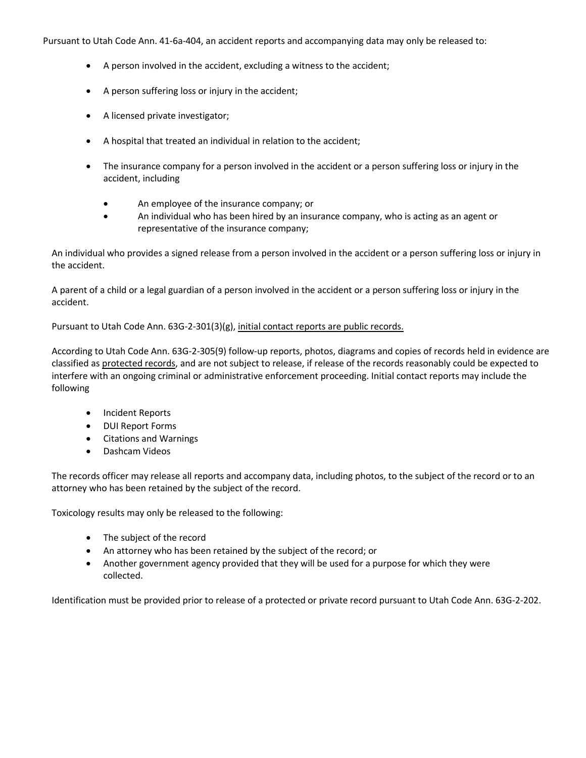Pursuant to Utah Code Ann. 41-6a-404, an accident reports and accompanying data may only be released to:

- A person involved in the accident, excluding a witness to the accident;
- A person suffering loss or injury in the accident;
- A licensed private investigator;
- A hospital that treated an individual in relation to the accident;
- The insurance company for a person involved in the accident or a person suffering loss or injury in the accident, including
  - An employee of the insurance company; or
  - An individual who has been hired by an insurance company, who is acting as an agent or representative of the insurance company;

An individual who provides a signed release from a person involved in the accident or a person suffering loss or injury in the accident.

A parent of a child or a legal guardian of a person involved in the accident or a person suffering loss or injury in the accident.

Pursuant to Utah Code Ann. 63G-2-301(3)(g), <u>initial contact reports are public records.</u>

According to Utah Code Ann. 63G-2-305(9) follow-up reports, photos, diagrams and copies of records held in evidence are classified as <u>protected records</u>, and are not subject to release, if release of the records reasonably could be expected to interfere with an ongoing criminal or administrative enforcement proceeding. Initial contact reports may include the following

- Incident Reports
- DUI Report Forms
- Citations and Warnings
- Dashcam Videos

The records officer may release all reports and accompany data, including photos, to the subject of the record or to an attorney who has been retained by the subject of the record.

Toxicology results may only be released to the following:

- The subject of the record
- An attorney who has been retained by the subject of the record; or
- Another government agency provided that they will be used for a purpose for which they were collected.

Identification must be provided prior to release of a protected or private record pursuant to Utah Code Ann. 63G-2-202.